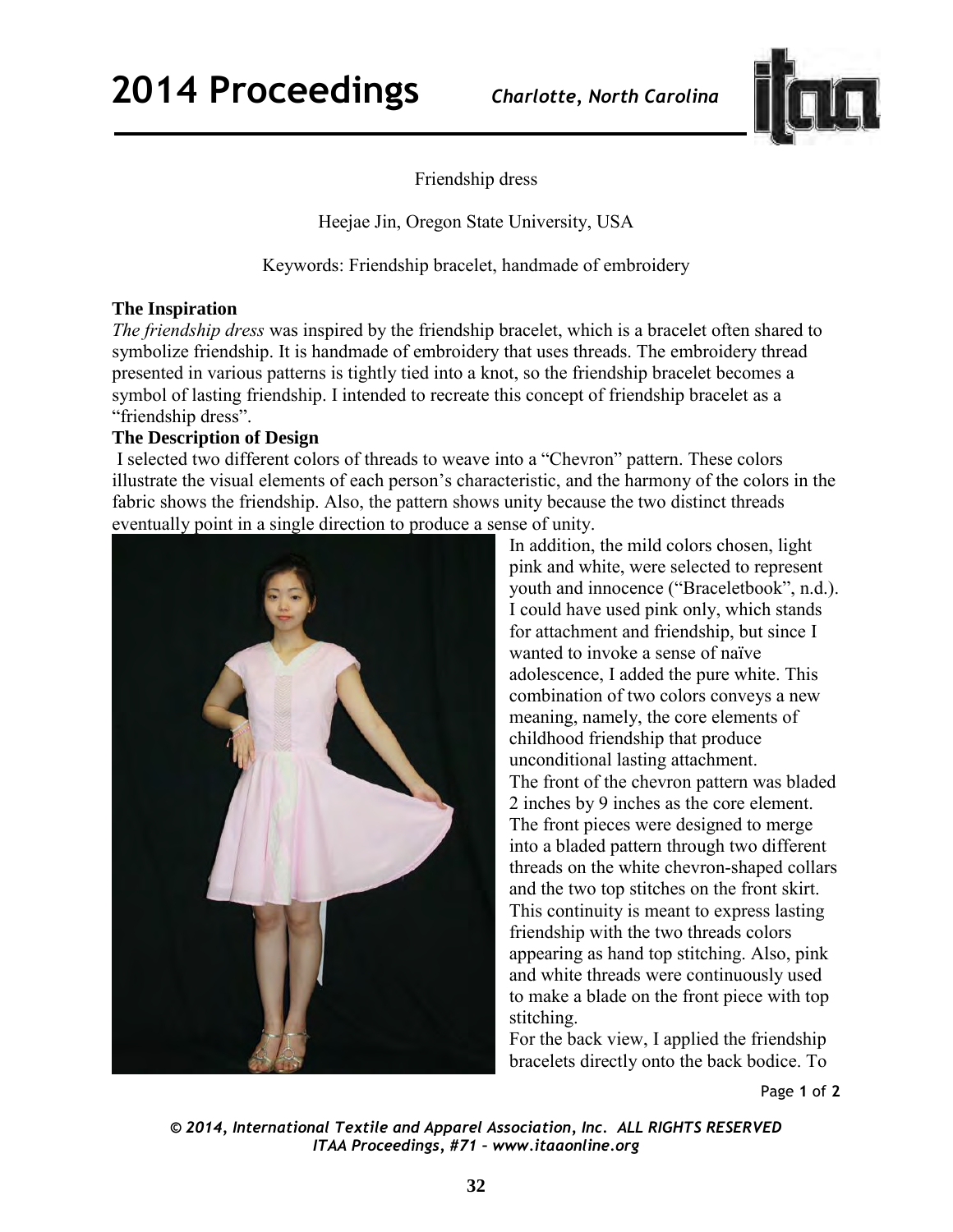# Friendship dress

Heejae Jin, Oregon State University, USA

Keywords: Friendship bracelet, handmade of embroidery

**The Inspiration**

*The friendship dress* was inspired by the friendship bracelet, which is a bracelet often shared to symbolize friendship. It is handmade of embroidery that uses threads. The embroidery thread presented in various patterns is tightly tied into a knot, so the friendship bracelet becomes a symbol of lasting friendship. I intended to recreate this concept of friendship bracelet as a "friendship dress".

**The Description of Design**

I selected two different colors of threads to weave into a "Chevron" pattern. These colors illustrate the visual elements of each person's characteristic, and the harmony of the colors in the fabric shows the friendship. Also, the pattern shows unity because the two distinct threads eventually point in a single direction to produce a sense of unity.

In addition, the mild colors chosen, light pink and white, were selected to represent youth and innocence ("Braceletbook", n.d.). I could have used pink only, which stands for attachment and friendship, but since I wanted to invoke a sense of naïve adolescence, I added the pure white. This combination of two colors conveys a new meaning, namely, the core elements of childhood friendship that produce unconditional lasting attachment.

The front of the chevron pattern was bladed 2 inches by 9 inches as the core element. The front pieces were designed to merge into a bladed pattern through two different threads on the white chevron-shaped collars and the two top stitches on the front skirt. This continuity is meant to express lasting friendship with the two threads colors appearing as hand top stitching. Also, pink and white threads were continuously used to make a blade on the front piece with top stitching.

For the back view, I applied the friendship bracelets directly onto the back bodice. To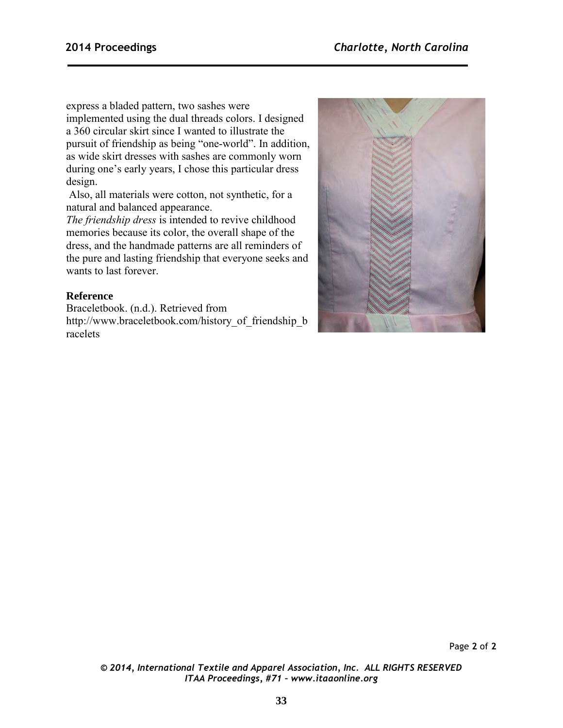express a bladed pattern, two sashes were implemented using the dual threads colors. I designed a 360 circular skirt since I wanted to illustrate the pursuit of friendship as being “one-world”. In addition, as wide skirt dresses with sashes are commonly worn during one’s early years, I chose this particular dress design.

Also, all materials were cotton, not synthetic, for a natural and balanced appearance.

*The friendship dress* is intended to revive childhood memories because its color, the overall shape of the dress, and the handmade patterns are all reminders of the pure and lasting friendship that everyone seeks and wants to last forever.

**Reference**

Braceletbook. (n.d.). Retrieved from http://www.braceletbook.com/history_of_friendship_bracelets